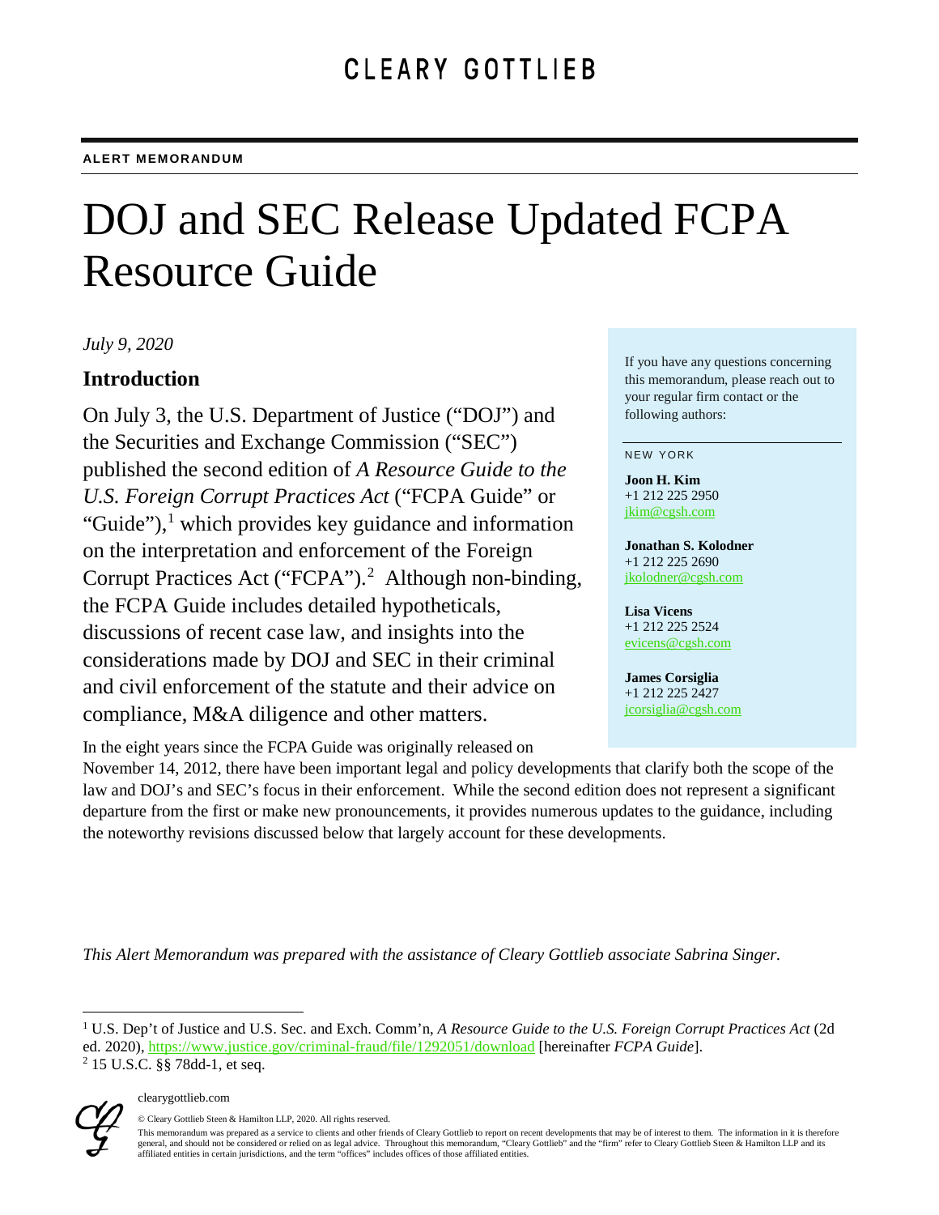CLEARY GOTTLIEB

**ALERT MEMORANDUM**

# DOJ and SEC Release Updated FCPA Resource Guide

*July 9, 2020*

## Introduction

On July 3, the U.S. Department of Justice ("DOJ") and the Securities and Exchange Commission ("SEC") published the second edition of *A Resource Guide to the U.S. Foreign Corrupt Practices Act* ("FCPA Guide" or "Guide"),[1] which provides key guidance and information on the interpretation and enforcement of the Foreign Corrupt Practices Act ("FCPA").[2] Although non-binding, the FCPA Guide includes detailed hypotheticals, discussions of recent case law, and insights into the considerations made by DOJ and SEC in their criminal and civil enforcement of the statute and their advice on compliance, M&A diligence and other matters.

In the eight years since the FCPA Guide was originally released on November 14, 2012, there have been important legal and policy developments that clarify both the scope of the law and DOJ's and SEC's focus in their enforcement. While the second edition does not represent a significant departure from the first or make new pronouncements, it provides numerous updates to the guidance, including the noteworthy revisions discussed below that largely account for these developments.

If you have any questions concerning this memorandum, please reach out to your regular firm contact or the following authors:

NEW YORK

**Joon H. Kim**
+1 212 225 2950
jkim@cgsh.com

**Jonathan S. Kolodner**
+1 212 225 2690
jkolodner@cgsh.com

**Lisa Vicens**
+1 212 225 2524
evicens@cgsh.com

**James Corsiglia**
+1 212 225 2427
jcorsiglia@cgsh.com

*This Alert Memorandum was prepared with the assistance of Cleary Gottlieb associate Sabrina Singer.*

[1] U.S. Dep't of Justice and U.S. Sec. and Exch. Comm'n, *A Resource Guide to the U.S. Foreign Corrupt Practices Act* (2d ed. 2020), https://www.justice.gov/criminal-fraud/file/1292051/download [hereinafter *FCPA Guide*].

[2] 15 U.S.C. §§ 78dd-1, et seq.

clearygottlieb.com

© Cleary Gottlieb Steen & Hamilton LLP, 2020. All rights reserved.

This memorandum was prepared as a service to clients and other friends of Cleary Gottlieb to report on recent developments that may be of interest to them. The information in it is therefore general, and should not be considered or relied on as legal advice. Throughout this memorandum, "Cleary Gottlieb" and the "firm" refer to Cleary Gottlieb Steen & Hamilton LLP and its affiliated entities in certain jurisdictions, and the term "offices" includes offices of those affiliated entities.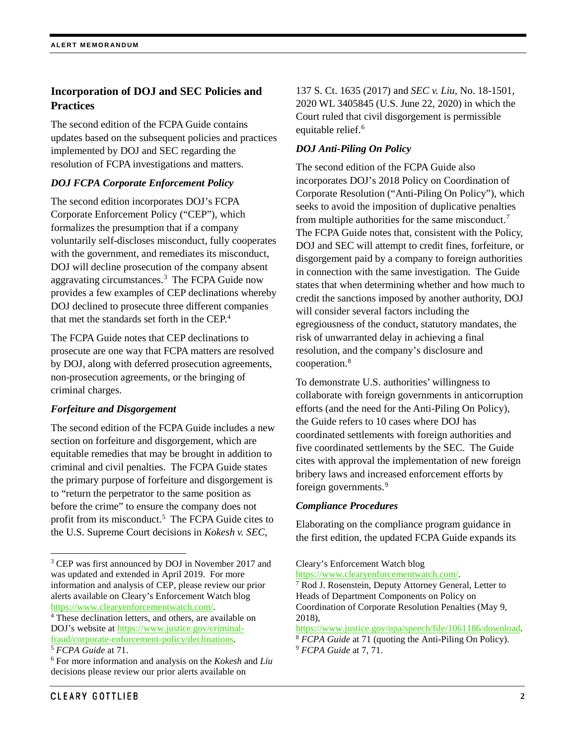## Incorporation of DOJ and SEC Policies and Practices

The second edition of the FCPA Guide contains updates based on the subsequent policies and practices implemented by DOJ and SEC regarding the resolution of FCPA investigations and matters.

### *DOJ FCPA Corporate Enforcement Policy*

The second edition incorporates DOJ's FCPA Corporate Enforcement Policy ("CEP"), which formalizes the presumption that if a company voluntarily self-discloses misconduct, fully cooperates with the government, and remediates its misconduct, DOJ will decline prosecution of the company absent aggravating circumstances.[3] The FCPA Guide now provides a few examples of CEP declinations whereby DOJ declined to prosecute three different companies that met the standards set forth in the CEP.[4]

The FCPA Guide notes that CEP declinations to prosecute are one way that FCPA matters are resolved by DOJ, along with deferred prosecution agreements, non-prosecution agreements, or the bringing of criminal charges.

### *Forfeiture and Disgorgement*

The second edition of the FCPA Guide includes a new section on forfeiture and disgorgement, which are equitable remedies that may be brought in addition to criminal and civil penalties. The FCPA Guide states the primary purpose of forfeiture and disgorgement is to "return the perpetrator to the same position as before the crime" to ensure the company does not profit from its misconduct.[5] The FCPA Guide cites to the U.S. Supreme Court decisions in *Kokesh v. SEC*, 137 S. Ct. 1635 (2017) and *SEC v. Liu*, No. 18-1501, 2020 WL 3405845 (U.S. June 22, 2020) in which the Court ruled that civil disgorgement is permissible equitable relief.[6]

### *DOJ Anti-Piling On Policy*

The second edition of the FCPA Guide also incorporates DOJ's 2018 Policy on Coordination of Corporate Resolution ("Anti-Piling On Policy"), which seeks to avoid the imposition of duplicative penalties from multiple authorities for the same misconduct.[7] The FCPA Guide notes that, consistent with the Policy, DOJ and SEC will attempt to credit fines, forfeiture, or disgorgement paid by a company to foreign authorities in connection with the same investigation. The Guide states that when determining whether and how much to credit the sanctions imposed by another authority, DOJ will consider several factors including the egregiousness of the conduct, statutory mandates, the risk of unwarranted delay in achieving a final resolution, and the company's disclosure and cooperation.[8]

To demonstrate U.S. authorities' willingness to collaborate with foreign governments in anticorruption efforts (and the need for the Anti-Piling On Policy), the Guide refers to 10 cases where DOJ has coordinated settlements with foreign authorities and five coordinated settlements by the SEC. The Guide cites with approval the implementation of new foreign bribery laws and increased enforcement efforts by foreign governments.[9]

### *Compliance Procedures*

Elaborating on the compliance program guidance in the first edition, the updated FCPA Guide expands its

---

[3] CEP was first announced by DOJ in November 2017 and was updated and extended in April 2019. For more information and analysis of CEP, please review our prior alerts available on Cleary's Enforcement Watch blog https://www.clearyenforcementwatch.com/.

[4] These declination letters, and others, are available on DOJ's website at https://www.justice.gov/criminal-fraud/corporate-enforcement-policy/declinations.

[5] *FCPA Guide* at 71.

[6] For more information and analysis on the *Kokesh* and *Liu* decisions please review our prior alerts available on Cleary's Enforcement Watch blog https://www.clearyenforcementwatch.com/.

[7] Rod J. Rosenstein, Deputy Attorney General, Letter to Heads of Department Components on Policy on Coordination of Corporate Resolution Penalties (May 9, 2018), https://www.justice.gov/opa/speech/file/1061186/download.

[8] *FCPA Guide* at 71 (quoting the Anti-Piling On Policy).

[9] *FCPA Guide* at 7, 71.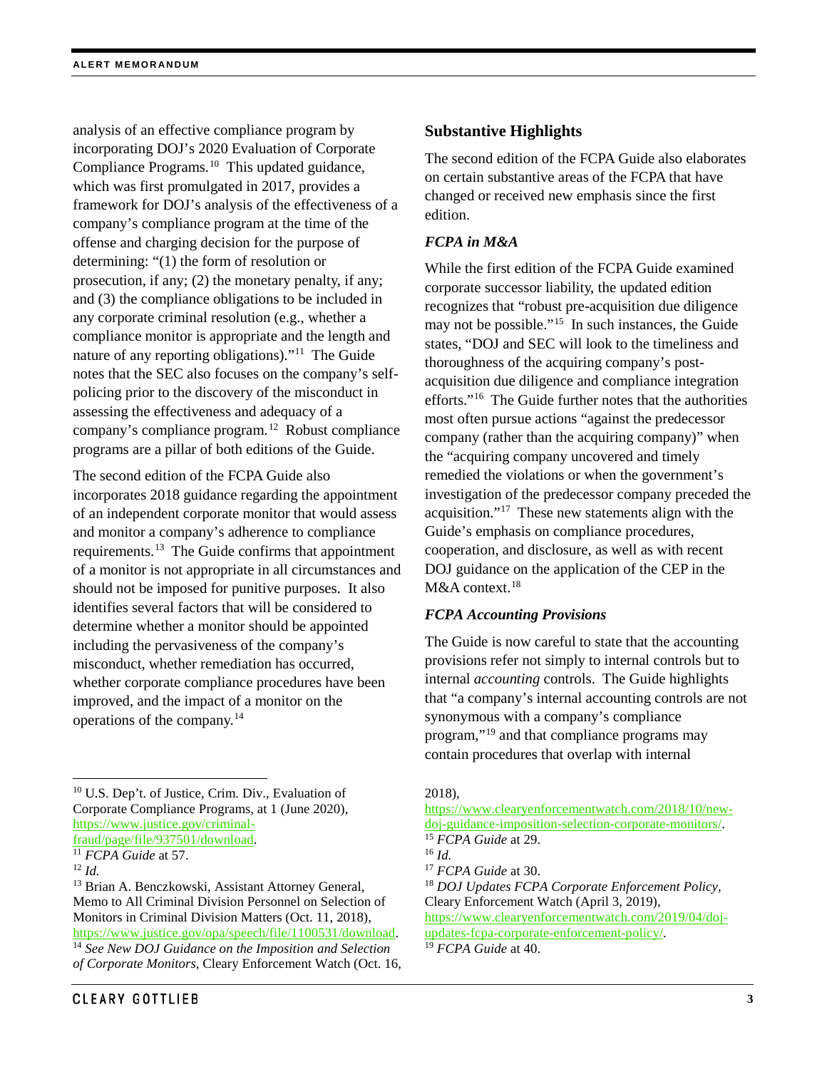analysis of an effective compliance program by incorporating DOJ's 2020 Evaluation of Corporate Compliance Programs.[10] This updated guidance, which was first promulgated in 2017, provides a framework for DOJ's analysis of the effectiveness of a company's compliance program at the time of the offense and charging decision for the purpose of determining: "(1) the form of resolution or prosecution, if any; (2) the monetary penalty, if any; and (3) the compliance obligations to be included in any corporate criminal resolution (e.g., whether a compliance monitor is appropriate and the length and nature of any reporting obligations)."[11] The Guide notes that the SEC also focuses on the company's self-policing prior to the discovery of the misconduct in assessing the effectiveness and adequacy of a company's compliance program.[12] Robust compliance programs are a pillar of both editions of the Guide.

The second edition of the FCPA Guide also incorporates 2018 guidance regarding the appointment of an independent corporate monitor that would assess and monitor a company's adherence to compliance requirements.[13] The Guide confirms that appointment of a monitor is not appropriate in all circumstances and should not be imposed for punitive purposes. It also identifies several factors that will be considered to determine whether a monitor should be appointed including the pervasiveness of the company's misconduct, whether remediation has occurred, whether corporate compliance procedures have been improved, and the impact of a monitor on the operations of the company.[14]

## Substantive Highlights

The second edition of the FCPA Guide also elaborates on certain substantive areas of the FCPA that have changed or received new emphasis since the first edition.

### *FCPA in M&A*

While the first edition of the FCPA Guide examined corporate successor liability, the updated edition recognizes that "robust pre-acquisition due diligence may not be possible."[15] In such instances, the Guide states, "DOJ and SEC will look to the timeliness and thoroughness of the acquiring company's post-acquisition due diligence and compliance integration efforts."[16] The Guide further notes that the authorities most often pursue actions "against the predecessor company (rather than the acquiring company)" when the "acquiring company uncovered and timely remedied the violations or when the government's investigation of the predecessor company preceded the acquisition."[17] These new statements align with the Guide's emphasis on compliance procedures, cooperation, and disclosure, as well as with recent DOJ guidance on the application of the CEP in the M&A context.[18]

### *FCPA Accounting Provisions*

The Guide is now careful to state that the accounting provisions refer not simply to internal controls but to internal *accounting* controls. The Guide highlights that "a company's internal accounting controls are not synonymous with a company's compliance program,"[19] and that compliance programs may contain procedures that overlap with internal

---

[10] U.S. Dep't. of Justice, Crim. Div., Evaluation of Corporate Compliance Programs, at 1 (June 2020), https://www.justice.gov/criminal-fraud/page/file/937501/download.

[11] *FCPA Guide* at 57.

[12] *Id.*

[13] Brian A. Benczkowski, Assistant Attorney General, Memo to All Criminal Division Personnel on Selection of Monitors in Criminal Division Matters (Oct. 11, 2018), https://www.justice.gov/opa/speech/file/1100531/download.

[14] *See New DOJ Guidance on the Imposition and Selection of Corporate Monitors*, Cleary Enforcement Watch (Oct. 16, 2018), https://www.clearyenforcementwatch.com/2018/10/new-doj-guidance-imposition-selection-corporate-monitors/.

[15] *FCPA Guide* at 29.

[16] *Id.*

[17] *FCPA Guide* at 30.

[18] *DOJ Updates FCPA Corporate Enforcement Policy*, Cleary Enforcement Watch (April 3, 2019), https://www.clearyenforcementwatch.com/2019/04/doj-updates-fcpa-corporate-enforcement-policy/.

[19] *FCPA Guide* at 40.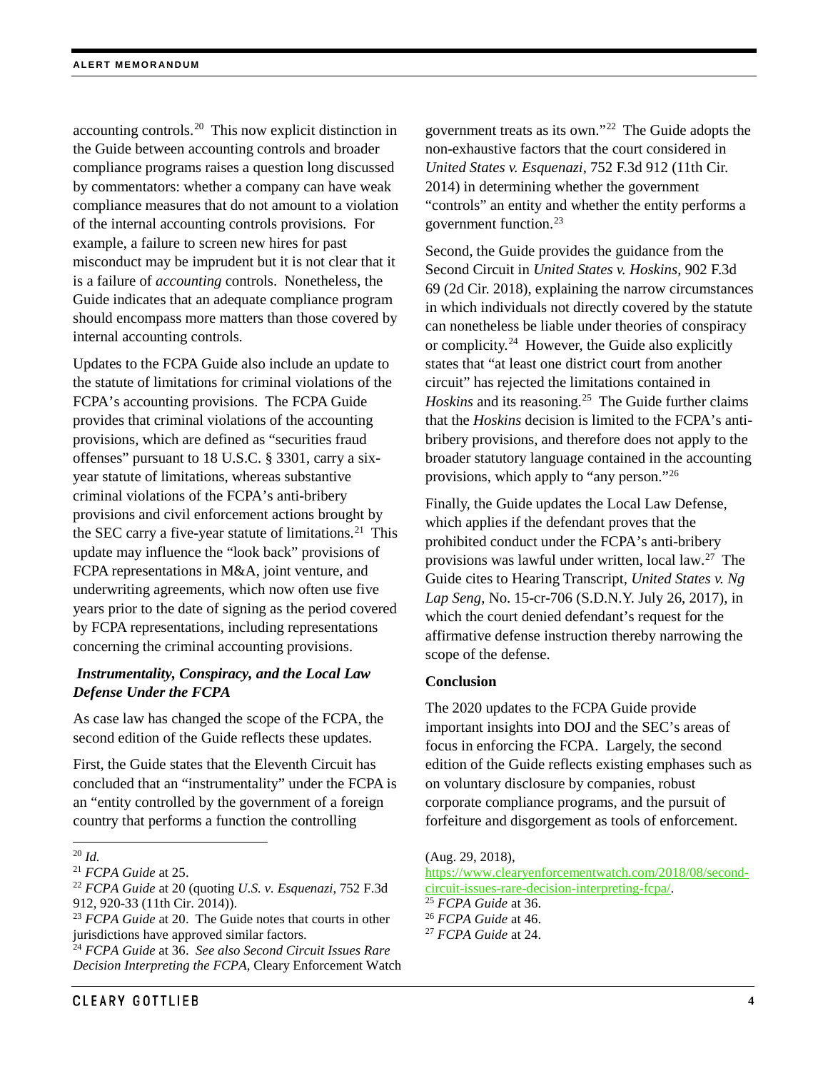accounting controls.[20] This now explicit distinction in the Guide between accounting controls and broader compliance programs raises a question long discussed by commentators: whether a company can have weak compliance measures that do not amount to a violation of the internal accounting controls provisions. For example, a failure to screen new hires for past misconduct may be imprudent but it is not clear that it is a failure of *accounting* controls. Nonetheless, the Guide indicates that an adequate compliance program should encompass more matters than those covered by internal accounting controls.

Updates to the FCPA Guide also include an update to the statute of limitations for criminal violations of the FCPA's accounting provisions. The FCPA Guide provides that criminal violations of the accounting provisions, which are defined as "securities fraud offenses" pursuant to 18 U.S.C. § 3301, carry a six-year statute of limitations, whereas substantive criminal violations of the FCPA's anti-bribery provisions and civil enforcement actions brought by the SEC carry a five-year statute of limitations.[21] This update may influence the "look back" provisions of FCPA representations in M&A, joint venture, and underwriting agreements, which now often use five years prior to the date of signing as the period covered by FCPA representations, including representations concerning the criminal accounting provisions.

***Instrumentality, Conspiracy, and the Local Law Defense Under the FCPA***

As case law has changed the scope of the FCPA, the second edition of the Guide reflects these updates.

First, the Guide states that the Eleventh Circuit has concluded that an "instrumentality" under the FCPA is an "entity controlled by the government of a foreign country that performs a function the controlling government treats as its own."[22] The Guide adopts the non-exhaustive factors that the court considered in *United States v. Esquenazi*, 752 F.3d 912 (11th Cir. 2014) in determining whether the government "controls" an entity and whether the entity performs a government function.[23]

Second, the Guide provides the guidance from the Second Circuit in *United States v. Hoskins*, 902 F.3d 69 (2d Cir. 2018), explaining the narrow circumstances in which individuals not directly covered by the statute can nonetheless be liable under theories of conspiracy or complicity.[24] However, the Guide also explicitly states that "at least one district court from another circuit" has rejected the limitations contained in *Hoskins* and its reasoning.[25] The Guide further claims that the *Hoskins* decision is limited to the FCPA's anti-bribery provisions, and therefore does not apply to the broader statutory language contained in the accounting provisions, which apply to "any person."[26]

Finally, the Guide updates the Local Law Defense, which applies if the defendant proves that the prohibited conduct under the FCPA's anti-bribery provisions was lawful under written, local law.[27] The Guide cites to Hearing Transcript, *United States v. Ng Lap Seng*, No. 15-cr-706 (S.D.N.Y. July 26, 2017), in which the court denied defendant's request for the affirmative defense instruction thereby narrowing the scope of the defense.

**Conclusion**

The 2020 updates to the FCPA Guide provide important insights into DOJ and the SEC's areas of focus in enforcing the FCPA. Largely, the second edition of the Guide reflects existing emphases such as on voluntary disclosure by companies, robust corporate compliance programs, and the pursuit of forfeiture and disgorgement as tools of enforcement.

---

[20] *Id.*

[21] *FCPA Guide* at 25.

[22] *FCPA Guide* at 20 (quoting *U.S. v. Esquenazi*, 752 F.3d 912, 920-33 (11th Cir. 2014)).

[23] *FCPA Guide* at 20. The Guide notes that courts in other jurisdictions have approved similar factors.

[24] *FCPA Guide* at 36. *See also Second Circuit Issues Rare Decision Interpreting the FCPA*, Cleary Enforcement Watch (Aug. 29, 2018), https://www.clearyenforcementwatch.com/2018/08/second-circuit-issues-rare-decision-interpreting-fcpa/.

[25] *FCPA Guide* at 36.

[26] *FCPA Guide* at 46.

[27] *FCPA Guide* at 24.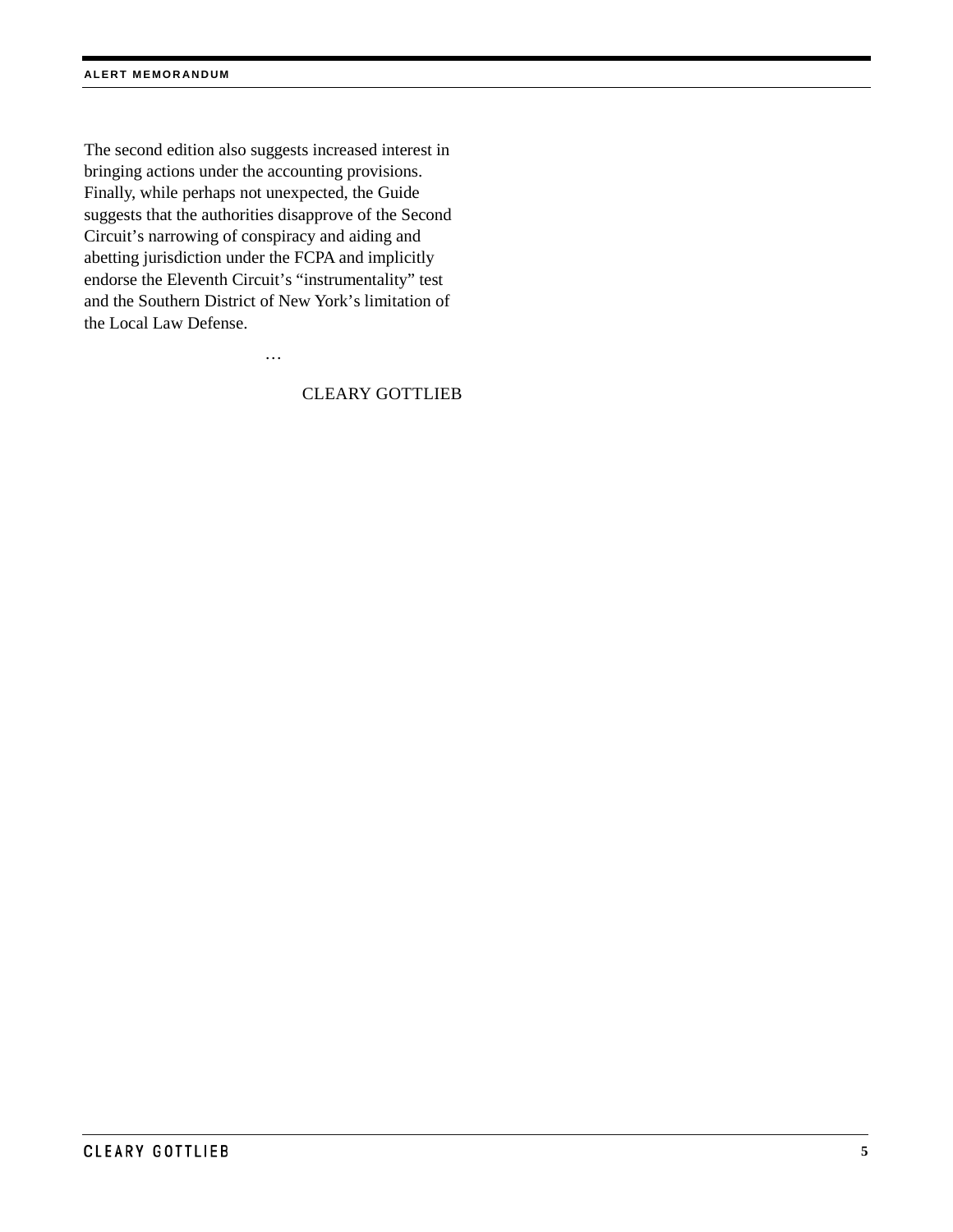The second edition also suggests increased interest in bringing actions under the accounting provisions. Finally, while perhaps not unexpected, the Guide suggests that the authorities disapprove of the Second Circuit's narrowing of conspiracy and aiding and abetting jurisdiction under the FCPA and implicitly endorse the Eleventh Circuit's "instrumentality" test and the Southern District of New York's limitation of the Local Law Defense.

…

CLEARY GOTTLIEB